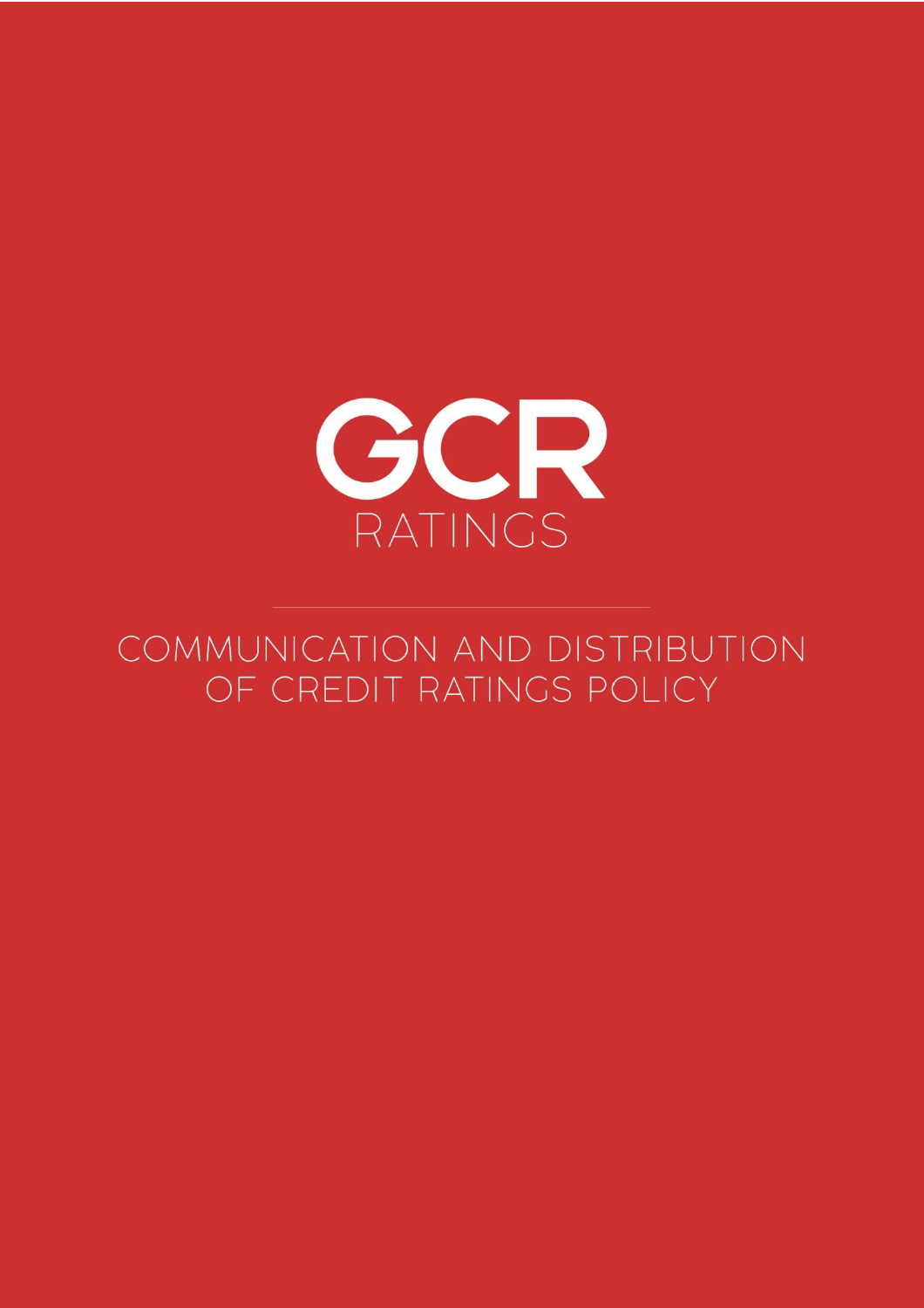GCR

RATINGS

# COMMUNICATION AND DISTRIBUTION OF CREDIT RATINGS POLICY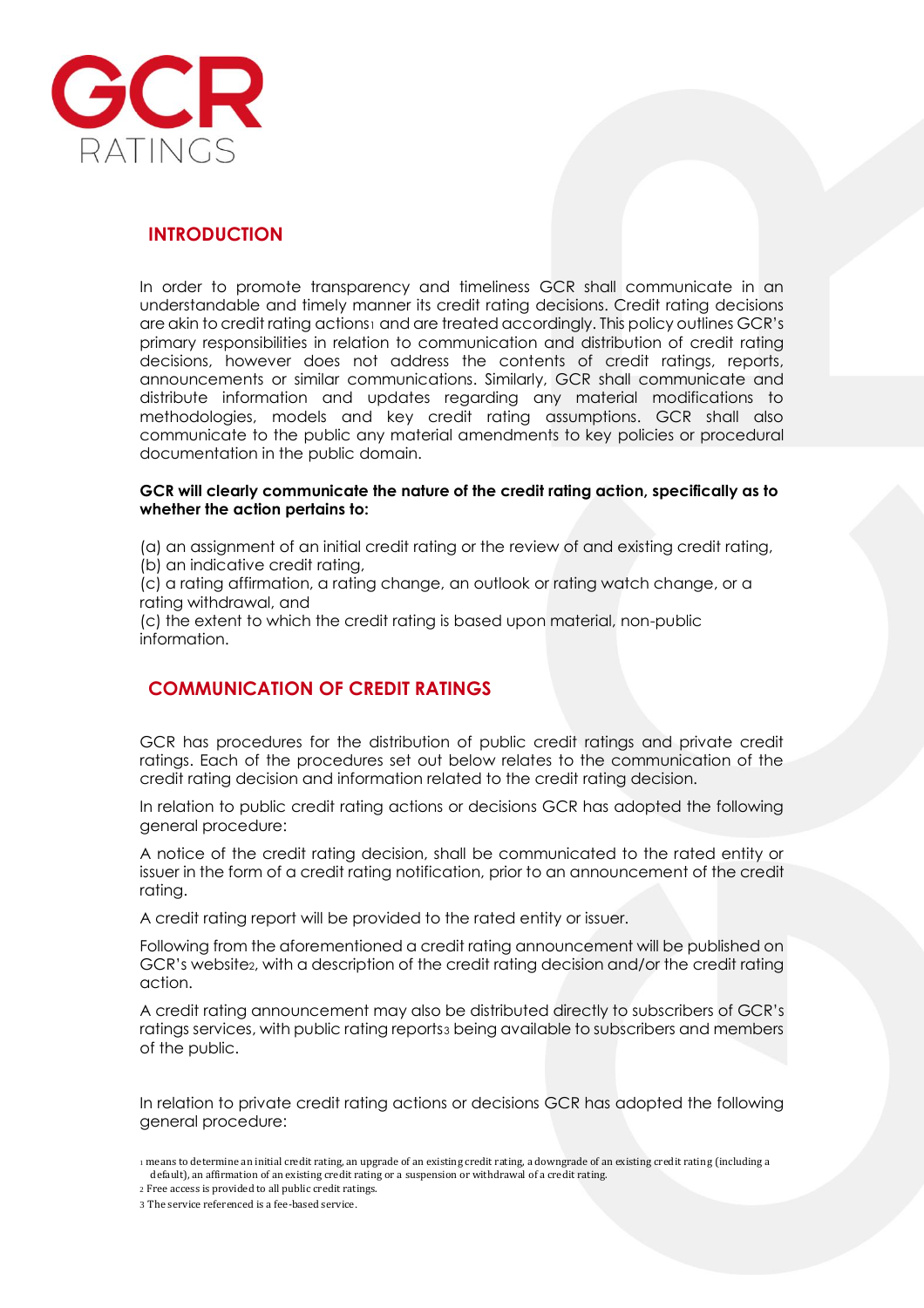## INTRODUCTION

In order to promote transparency and timeliness GCR shall communicate in an understandable and timely manner its credit rating decisions. Credit rating decisions are akin to credit rating actions[1] and are treated accordingly. This policy outlines GCR's primary responsibilities in relation to communication and distribution of credit rating decisions, however does not address the contents of credit ratings, reports, announcements or similar communications. Similarly, GCR shall communicate and distribute information and updates regarding any material modifications to methodologies, models and key credit rating assumptions. GCR shall also communicate to the public any material amendments to key policies or procedural documentation in the public domain.

**GCR will clearly communicate the nature of the credit rating action, specifically as to whether the action pertains to:**

(a) an assignment of an initial credit rating or the review of and existing credit rating,
(b) an indicative credit rating,
(c) a rating affirmation, a rating change, an outlook or rating watch change, or a rating withdrawal, and
(c) the extent to which the credit rating is based upon material, non-public information.

## COMMUNICATION OF CREDIT RATINGS

GCR has procedures for the distribution of public credit ratings and private credit ratings. Each of the procedures set out below relates to the communication of the credit rating decision and information related to the credit rating decision.

In relation to public credit rating actions or decisions GCR has adopted the following general procedure:

A notice of the credit rating decision, shall be communicated to the rated entity or issuer in the form of a credit rating notification, prior to an announcement of the credit rating.

A credit rating report will be provided to the rated entity or issuer.

Following from the aforementioned a credit rating announcement will be published on GCR's website[2], with a description of the credit rating decision and/or the credit rating action.

A credit rating announcement may also be distributed directly to subscribers of GCR's ratings services, with public rating reports[3] being available to subscribers and members of the public.

In relation to private credit rating actions or decisions GCR has adopted the following general procedure:

[1] means to determine an initial credit rating, an upgrade of an existing credit rating, a downgrade of an existing credit rating (including a default), an affirmation of an existing credit rating or a suspension or withdrawal of a credit rating.

[2] Free access is provided to all public credit ratings.

[3] The service referenced is a fee-based service.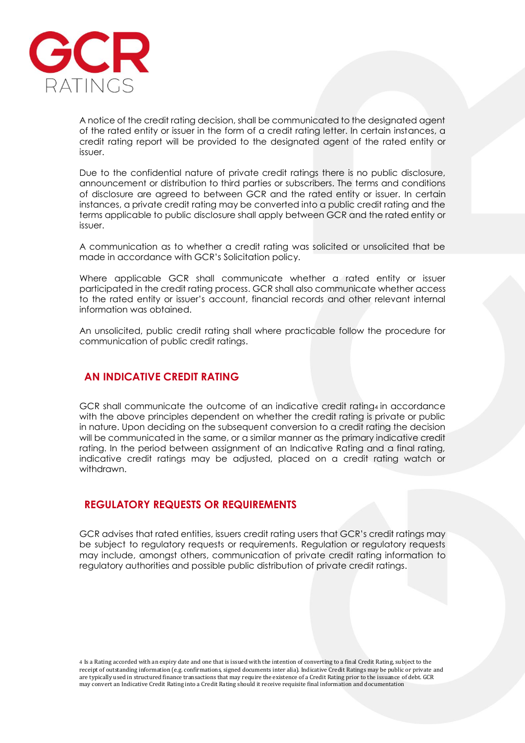A notice of the credit rating decision, shall be communicated to the designated agent of the rated entity or issuer in the form of a credit rating letter. In certain instances, a credit rating report will be provided to the designated agent of the rated entity or issuer.

Due to the confidential nature of private credit ratings there is no public disclosure, announcement or distribution to third parties or subscribers. The terms and conditions of disclosure are agreed to between GCR and the rated entity or issuer. In certain instances, a private credit rating may be converted into a public credit rating and the terms applicable to public disclosure shall apply between GCR and the rated entity or issuer.

A communication as to whether a credit rating was solicited or unsolicited that be made in accordance with GCR's Solicitation policy.

Where applicable GCR shall communicate whether a rated entity or issuer participated in the credit rating process. GCR shall also communicate whether access to the rated entity or issuer's account, financial records and other relevant internal information was obtained.

An unsolicited, public credit rating shall where practicable follow the procedure for communication of public credit ratings.

## AN INDICATIVE CREDIT RATING

GCR shall communicate the outcome of an indicative credit rating[4] in accordance with the above principles dependent on whether the credit rating is private or public in nature. Upon deciding on the subsequent conversion to a credit rating the decision will be communicated in the same, or a similar manner as the primary indicative credit rating. In the period between assignment of an Indicative Rating and a final rating, indicative credit ratings may be adjusted, placed on a credit rating watch or withdrawn.

## REGULATORY REQUESTS OR REQUIREMENTS

GCR advises that rated entities, issuers credit rating users that GCR's credit ratings may be subject to regulatory requests or requirements. Regulation or regulatory requests may include, amongst others, communication of private credit rating information to regulatory authorities and possible public distribution of private credit ratings.

[4] Is a Rating accorded with an expiry date and one that is issued with the intention of converting to a final Credit Rating, subject to the receipt of outstanding information (e.g. confirmations, signed documents inter alia). Indicative Credit Ratings may be public or private and are typically used in structured finance transactions that may require the existence of a Credit Rating prior to the issuance of debt. GCR may convert an Indicative Credit Rating into a Credit Rating should it receive requisite final information and documentation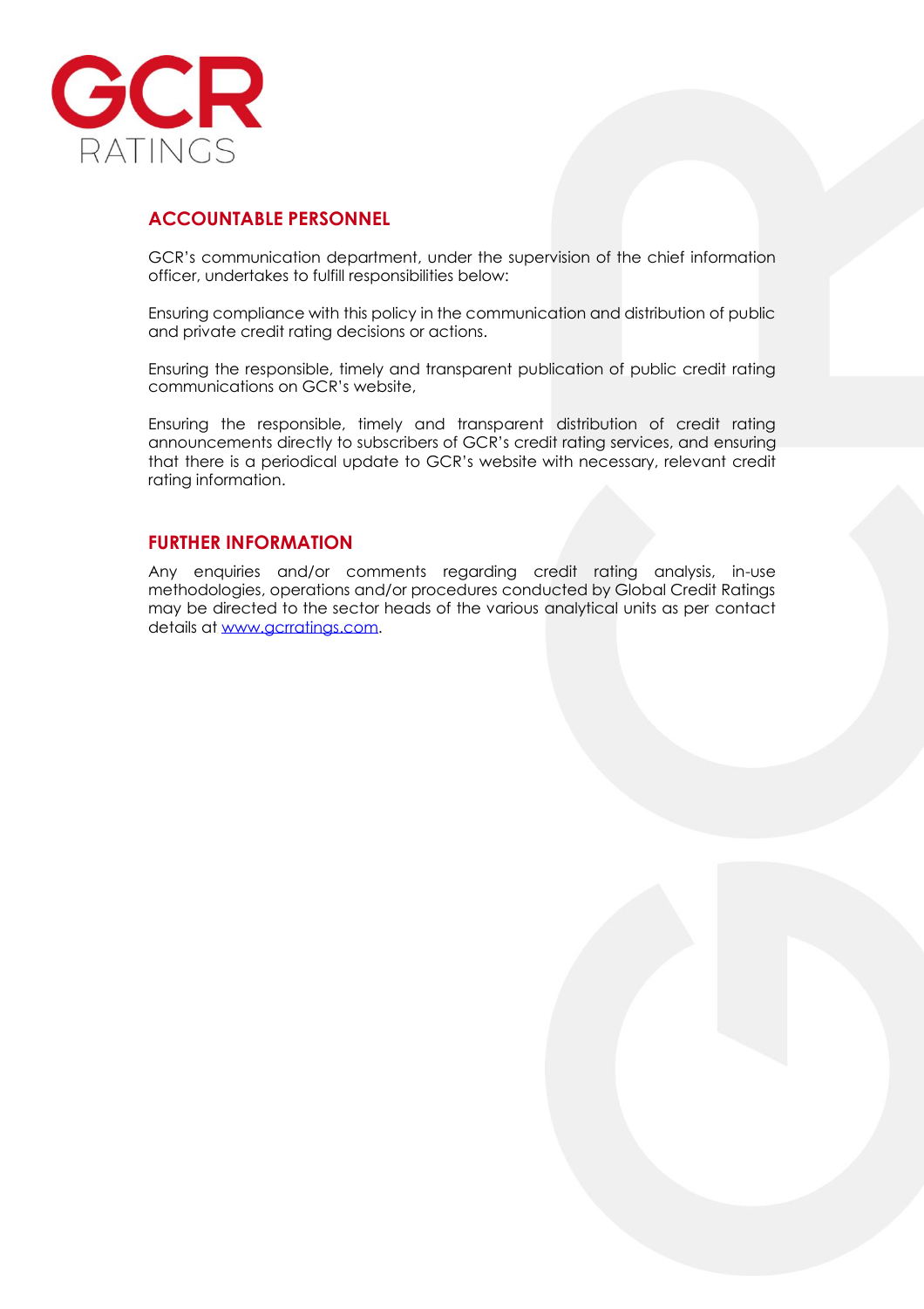## ACCOUNTABLE PERSONNEL

GCR's communication department, under the supervision of the chief information officer, undertakes to fulfill responsibilities below:

Ensuring compliance with this policy in the communication and distribution of public and private credit rating decisions or actions.

Ensuring the responsible, timely and transparent publication of public credit rating communications on GCR's website,

Ensuring the responsible, timely and transparent distribution of credit rating announcements directly to subscribers of GCR's credit rating services, and ensuring that there is a periodical update to GCR's website with necessary, relevant credit rating information.

## FURTHER INFORMATION

Any enquiries and/or comments regarding credit rating analysis, in-use methodologies, operations and/or procedures conducted by Global Credit Ratings may be directed to the sector heads of the various analytical units as per contact details at www.gcrratings.com.